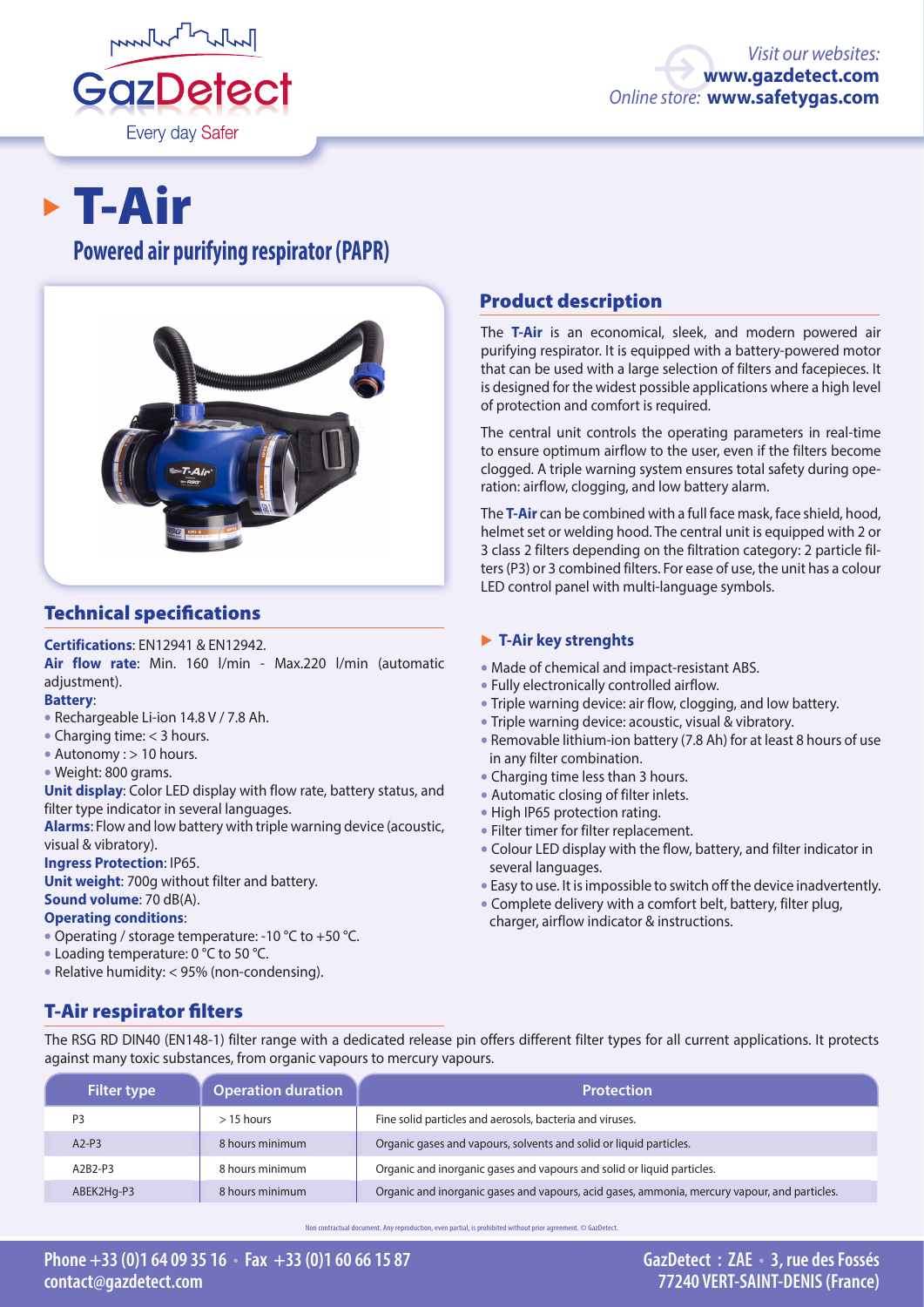# T-Air

## Powered air purifying respirator (PAPR)

## Product description

The **T-Air** is an economical, sleek, and modern powered air purifying respirator. It is equipped with a battery-powered motor that can be used with a large selection of filters and facepieces. It is designed for the widest possible applications where a high level of protection and comfort is required.

The central unit controls the operating parameters in real-time to ensure optimum airflow to the user, even if the filters become clogged. A triple warning system ensures total safety during operation: airflow, clogging, and low battery alarm.

The **T-Air** can be combined with a full face mask, face shield, hood, helmet set or welding hood. The central unit is equipped with 2 or 3 class 2 filters depending on the filtration category: 2 particle filters (P3) or 3 combined filters. For ease of use, the unit has a colour LED control panel with multi-language symbols.

### T-Air key strenghts

- Made of chemical and impact-resistant ABS.
- Fully electronically controlled airflow.
- Triple warning device: air flow, clogging, and low battery.
- Triple warning device: acoustic, visual & vibratory.
- Removable lithium-ion battery (7.8 Ah) for at least 8 hours of use in any filter combination.
- Charging time less than 3 hours.
- Automatic closing of filter inlets.
- High IP65 protection rating.
- Filter timer for filter replacement.
- Colour LED display with the flow, battery, and filter indicator in several languages.
- Easy to use. It is impossible to switch off the device inadvertently.
- Complete delivery with a comfort belt, battery, filter plug, charger, airflow indicator & instructions.

## Technical specifications

**Certifications**: EN12941 & EN12942.

**Air flow rate**: Min. 160 l/min - Max.220 l/min (automatic adjustment).

**Battery**:

- Rechargeable Li-ion 14.8 V / 7.8 Ah.
- Charging time: < 3 hours.
- Autonomy : > 10 hours.
- Weight: 800 grams.

**Unit display**: Color LED display with flow rate, battery status, and filter type indicator in several languages.

**Alarms**: Flow and low battery with triple warning device (acoustic, visual & vibratory).

**Ingress Protection**: IP65.

**Unit weight**: 700g without filter and battery.

**Sound volume**: 70 dB(A).

**Operating conditions**:

- Operating / storage temperature: -10 °C to +50 °C.
- Loading temperature: 0 °C to 50 °C.
- Relative humidity: < 95% (non-condensing).

## T-Air respirator filters

The RSG RD DIN40 (EN148-1) filter range with a dedicated release pin offers different filter types for all current applications. It protects against many toxic substances, from organic vapours to mercury vapours.

| Filter type | Operation duration | Protection |
|---|---|---|
| P3 | > 15 hours | Fine solid particles and aerosols, bacteria and viruses. |
| A2-P3 | 8 hours minimum | Organic gases and vapours, solvents and solid or liquid particles. |
| A2B2-P3 | 8 hours minimum | Organic and inorganic gases and vapours and solid or liquid particles. |
| ABEK2Hg-P3 | 8 hours minimum | Organic and inorganic gases and vapours, acid gases, ammonia, mercury vapour, and particles. |

Non contractual document. Any reproduction, even partial, is prohibited without prior agreement. © GazDetect.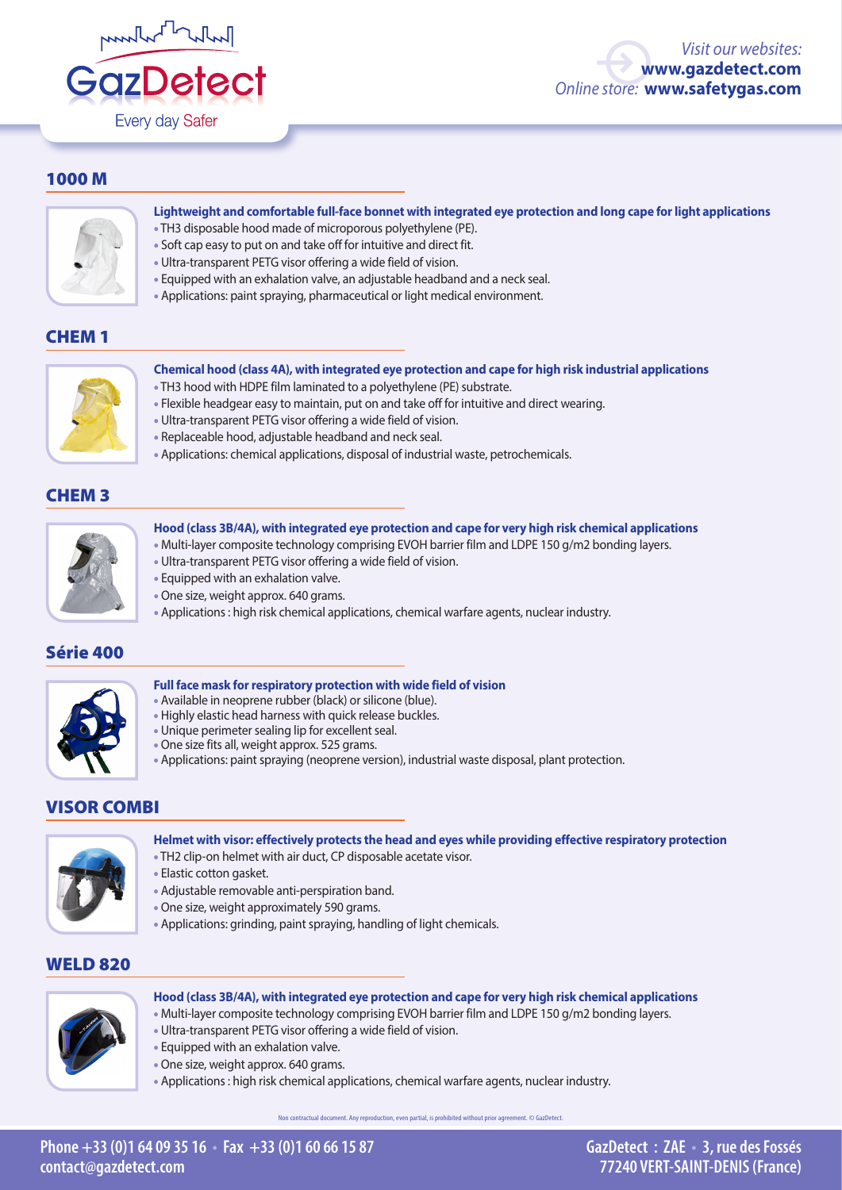## 1000 M

**Lightweight and comfortable full-face bonnet with integrated eye protection and long cape for light applications**

- TH3 disposable hood made of microporous polyethylene (PE).
- Soft cap easy to put on and take off for intuitive and direct fit.
- Ultra-transparent PETG visor offering a wide field of vision.
- Equipped with an exhalation valve, an adjustable headband and a neck seal.
- Applications: paint spraying, pharmaceutical or light medical environment.

## CHEM 1

**Chemical hood (class 4A), with integrated eye protection and cape for high risk industrial applications**

- TH3 hood with HDPE film laminated to a polyethylene (PE) substrate.
- Flexible headgear easy to maintain, put on and take off for intuitive and direct wearing.
- Ultra-transparent PETG visor offering a wide field of vision.
- Replaceable hood, adjustable headband and neck seal.
- Applications: chemical applications, disposal of industrial waste, petrochemicals.

## CHEM 3

**Hood (class 3B/4A), with integrated eye protection and cape for very high risk chemical applications**

- Multi-layer composite technology comprising EVOH barrier film and LDPE 150 g/m2 bonding layers.
- Ultra-transparent PETG visor offering a wide field of vision.
- Equipped with an exhalation valve.
- One size, weight approx. 640 grams.
- Applications : high risk chemical applications, chemical warfare agents, nuclear industry.

## Série 400

**Full face mask for respiratory protection with wide field of vision**

- Available in neoprene rubber (black) or silicone (blue).
- Highly elastic head harness with quick release buckles.
- Unique perimeter sealing lip for excellent seal.
- One size fits all, weight approx. 525 grams.
- Applications: paint spraying (neoprene version), industrial waste disposal, plant protection.

## VISOR COMBI

**Helmet with visor: effectively protects the head and eyes while providing effective respiratory protection**

- TH2 clip-on helmet with air duct, CP disposable acetate visor.
- Elastic cotton gasket.
- Adjustable removable anti-perspiration band.
- One size, weight approximately 590 grams.
- Applications: grinding, paint spraying, handling of light chemicals.

## WELD 820

**Hood (class 3B/4A), with integrated eye protection and cape for very high risk chemical applications**

- Multi-layer composite technology comprising EVOH barrier film and LDPE 150 g/m2 bonding layers.
- Ultra-transparent PETG visor offering a wide field of vision.
- Equipped with an exhalation valve.
- One size, weight approx. 640 grams.
- Applications : high risk chemical applications, chemical warfare agents, nuclear industry.

Non contractual document. Any reproduction, even partial, is prohibited without prior agreement. © GazDetect.